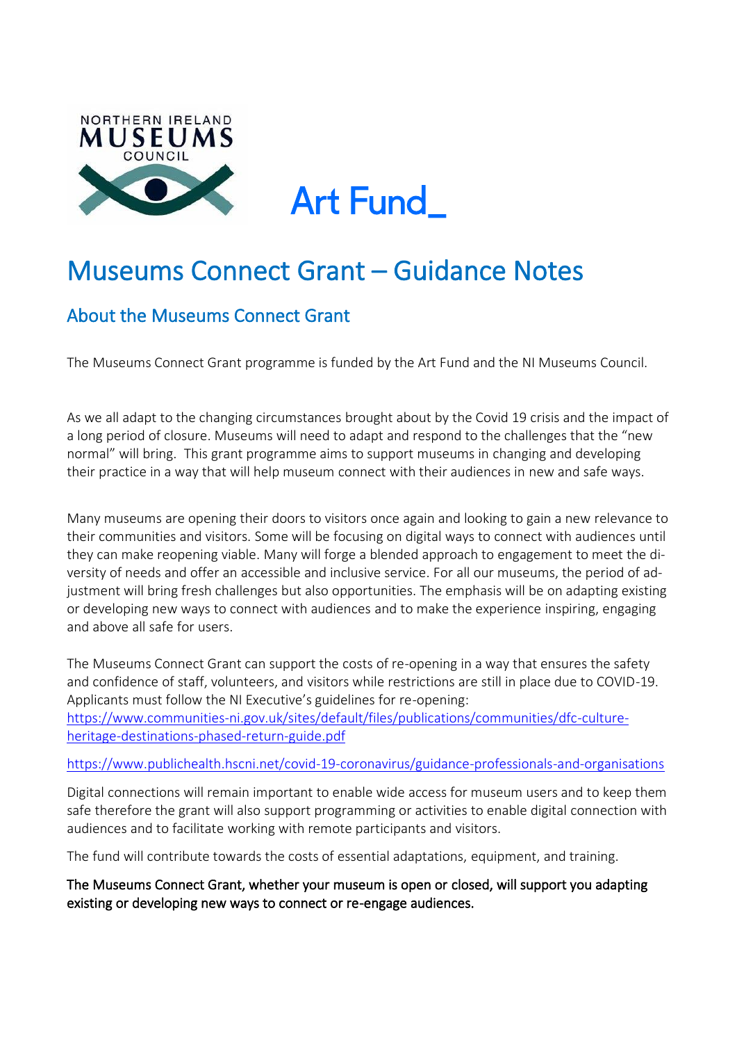NORTHERN IRELAND MUSEUMS COUNCIL

Art Fund_

# Museums Connect Grant – Guidance Notes

## About the Museums Connect Grant

The Museums Connect Grant programme is funded by the Art Fund and the NI Museums Council.

As we all adapt to the changing circumstances brought about by the Covid 19 crisis and the impact of a long period of closure. Museums will need to adapt and respond to the challenges that the "new normal" will bring. This grant programme aims to support museums in changing and developing their practice in a way that will help museum connect with their audiences in new and safe ways.

Many museums are opening their doors to visitors once again and looking to gain a new relevance to their communities and visitors. Some will be focusing on digital ways to connect with audiences until they can make reopening viable. Many will forge a blended approach to engagement to meet the diversity of needs and offer an accessible and inclusive service. For all our museums, the period of adjustment will bring fresh challenges but also opportunities. The emphasis will be on adapting existing or developing new ways to connect with audiences and to make the experience inspiring, engaging and above all safe for users.

The Museums Connect Grant can support the costs of re-opening in a way that ensures the safety and confidence of staff, volunteers, and visitors while restrictions are still in place due to COVID-19. Applicants must follow the NI Executive's guidelines for re-opening:
https://www.communities-ni.gov.uk/sites/default/files/publications/communities/dfc-culture-heritage-destinations-phased-return-guide.pdf

https://www.publichealth.hscni.net/covid-19-coronavirus/guidance-professionals-and-organisations

Digital connections will remain important to enable wide access for museum users and to keep them safe therefore the grant will also support programming or activities to enable digital connection with audiences and to facilitate working with remote participants and visitors.

The fund will contribute towards the costs of essential adaptations, equipment, and training.

The Museums Connect Grant, whether your museum is open or closed, will support you adapting existing or developing new ways to connect or re-engage audiences.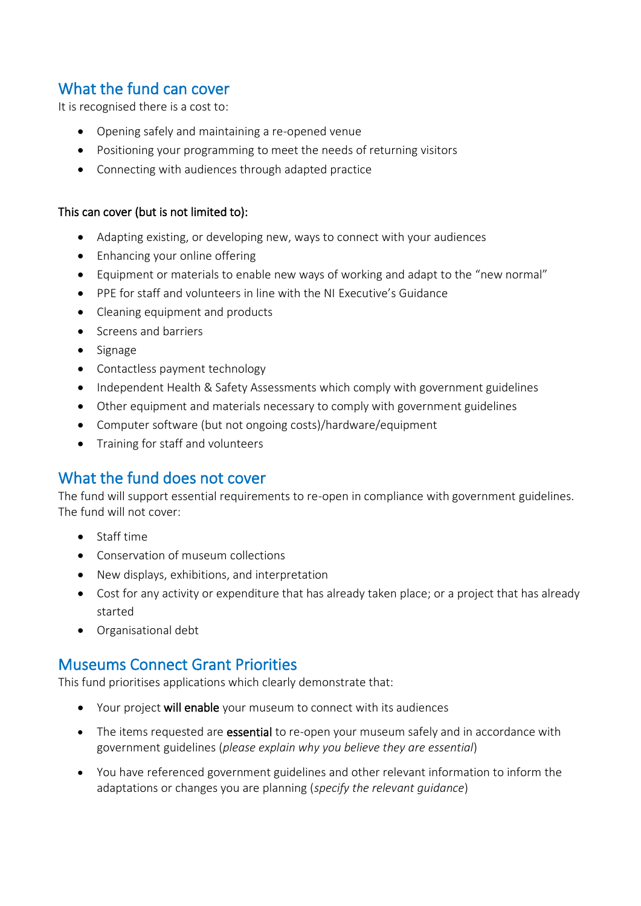## What the fund can cover

It is recognised there is a cost to:

- Opening safely and maintaining a re-opened venue
- Positioning your programming to meet the needs of returning visitors
- Connecting with audiences through adapted practice

This can cover (but is not limited to):

- Adapting existing, or developing new, ways to connect with your audiences
- Enhancing your online offering
- Equipment or materials to enable new ways of working and adapt to the "new normal"
- PPE for staff and volunteers in line with the NI Executive's Guidance
- Cleaning equipment and products
- Screens and barriers
- Signage
- Contactless payment technology
- Independent Health & Safety Assessments which comply with government guidelines
- Other equipment and materials necessary to comply with government guidelines
- Computer software (but not ongoing costs)/hardware/equipment
- Training for staff and volunteers

## What the fund does not cover

The fund will support essential requirements to re-open in compliance with government guidelines. The fund will not cover:

- Staff time
- Conservation of museum collections
- New displays, exhibitions, and interpretation
- Cost for any activity or expenditure that has already taken place; or a project that has already started
- Organisational debt

## Museums Connect Grant Priorities

This fund prioritises applications which clearly demonstrate that:

- Your project **will enable** your museum to connect with its audiences
- The items requested are **essential** to re-open your museum safely and in accordance with government guidelines (*please explain why you believe they are essential*)
- You have referenced government guidelines and other relevant information to inform the adaptations or changes you are planning (*specify the relevant guidance*)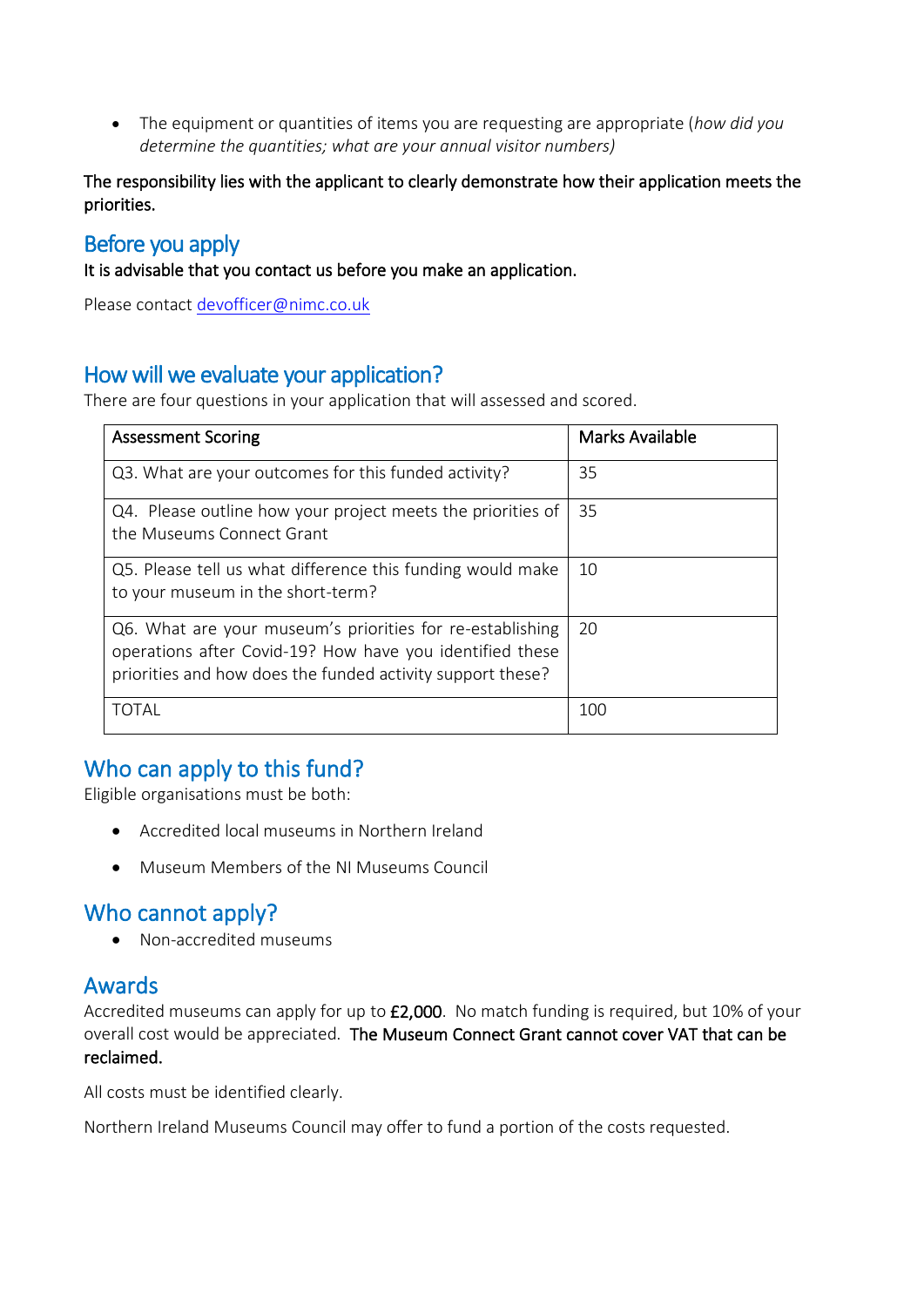- The equipment or quantities of items you are requesting are appropriate (*how did you determine the quantities; what are your annual visitor numbers)*

**The responsibility lies with the applicant to clearly demonstrate how their application meets the priorities.**

## Before you apply

**It is advisable that you contact us before you make an application.**

Please contact [devofficer@nimc.co.uk](mailto:devofficer@nimc.co.uk)

## How will we evaluate your application?

There are four questions in your application that will assessed and scored.

| Assessment Scoring | Marks Available |
|---|---|
| Q3. What are your outcomes for this funded activity? | 35 |
| Q4. Please outline how your project meets the priorities of the Museums Connect Grant | 35 |
| Q5. Please tell us what difference this funding would make to your museum in the short-term? | 10 |
| Q6. What are your museum's priorities for re-establishing operations after Covid-19? How have you identified these priorities and how does the funded activity support these? | 20 |
| TOTAL | 100 |

## Who can apply to this fund?

Eligible organisations must be both:

- Accredited local museums in Northern Ireland
- Museum Members of the NI Museums Council

## Who cannot apply?

- Non-accredited museums

## Awards

Accredited museums can apply for up to **£2,000**. No match funding is required, but 10% of your overall cost would be appreciated. **The Museum Connect Grant cannot cover VAT that can be reclaimed.**

All costs must be identified clearly.

Northern Ireland Museums Council may offer to fund a portion of the costs requested.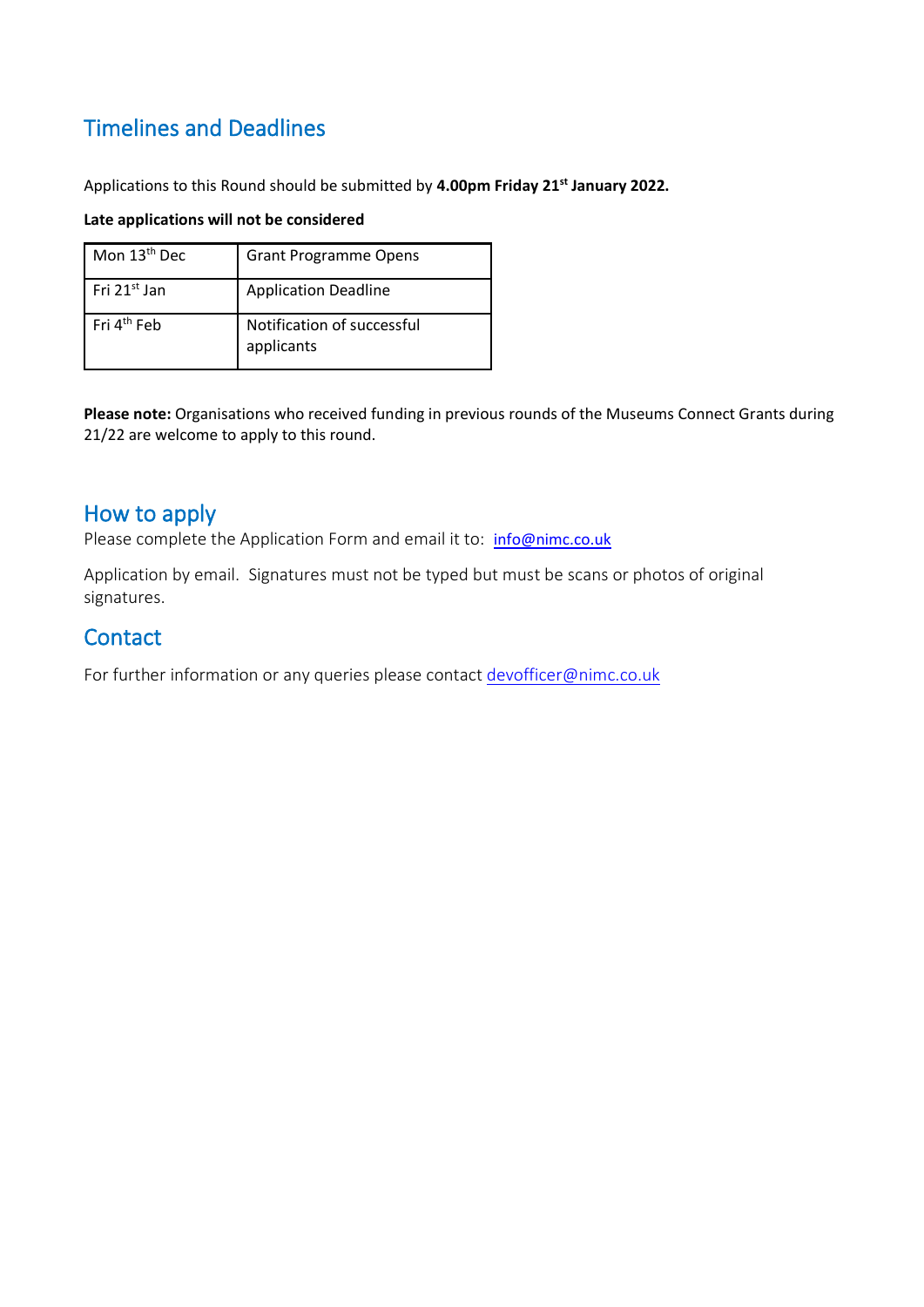## Timelines and Deadlines

Applications to this Round should be submitted by **4.00pm Friday 21st January 2022.**

**Late applications will not be considered**

| | |
|---|---|
| Mon 13th Dec | Grant Programme Opens |
| Fri 21st Jan | Application Deadline |
| Fri 4th Feb | Notification of successful applicants |

**Please note:** Organisations who received funding in previous rounds of the Museums Connect Grants during 21/22 are welcome to apply to this round.

## How to apply

Please complete the Application Form and email it to: info@nimc.co.uk

Application by email. Signatures must not be typed but must be scans or photos of original signatures.

## Contact

For further information or any queries please contact devofficer@nimc.co.uk